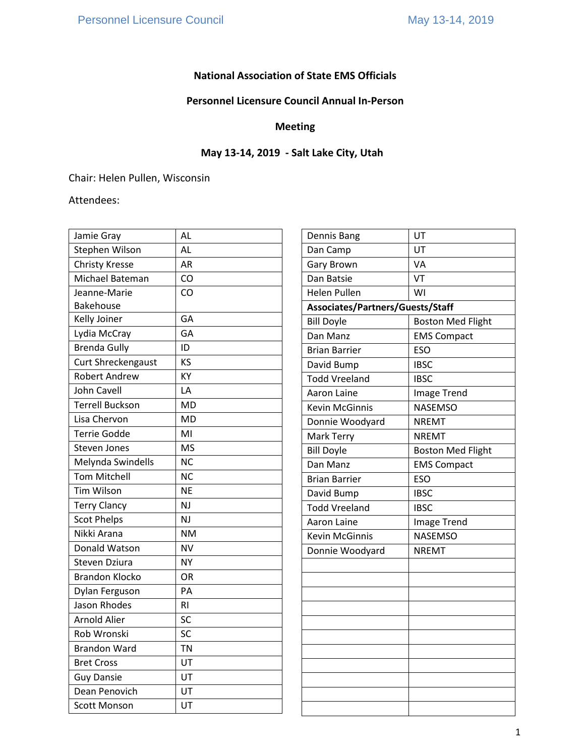**National Association of State EMS Officials**

**Personnel Licensure Council Annual In-Person Meeting**

**May 13-14, 2019 - Salt Lake City, Utah**

Chair: Helen Pullen, Wisconsin

Attendees:

| | |
|---|---|
| Jamie Gray | AL |
| Stephen Wilson | AL |
| Christy Kresse | AR |
| Michael Bateman | CO |
| Jeanne-Marie Bakehouse | CO |
| Kelly Joiner | GA |
| Lydia McCray | GA |
| Brenda Gully | ID |
| Curt Shreckengaust | KS |
| Robert Andrew | KY |
| John Cavell | LA |
| Terrell Buckson | MD |
| Lisa Chervon | MD |
| Terrie Godde | MI |
| Steven Jones | MS |
| Melynda Swindells | NC |
| Tom Mitchell | NC |
| Tim Wilson | NE |
| Terry Clancy | NJ |
| Scot Phelps | NJ |
| Nikki Arana | NM |
| Donald Watson | NV |
| Steven Dziura | NY |
| Brandon Klocko | OR |
| Dylan Ferguson | PA |
| Jason Rhodes | RI |
| Arnold Alier | SC |
| Rob Wronski | SC |
| Brandon Ward | TN |
| Bret Cross | UT |
| Guy Dansie | UT |
| Dean Penovich | UT |
| Scott Monson | UT |

| | |
|---|---|
| Dennis Bang | UT |
| Dan Camp | UT |
| Gary Brown | VA |
| Dan Batsie | VT |
| Helen Pullen | WI |
| **Associates/Partners/Guests/Staff** | |
| Bill Doyle | Boston Med Flight |
| Dan Manz | EMS Compact |
| Brian Barrier | ESO |
| David Bump | IBSC |
| Todd Vreeland | IBSC |
| Aaron Laine | Image Trend |
| Kevin McGinnis | NASEMSO |
| Donnie Woodyard | NREMT |
| Mark Terry | NREMT |
| Bill Doyle | Boston Med Flight |
| Dan Manz | EMS Compact |
| Brian Barrier | ESO |
| David Bump | IBSC |
| Todd Vreeland | IBSC |
| Aaron Laine | Image Trend |
| Kevin McGinnis | NASEMSO |
| Donnie Woodyard | NREMT |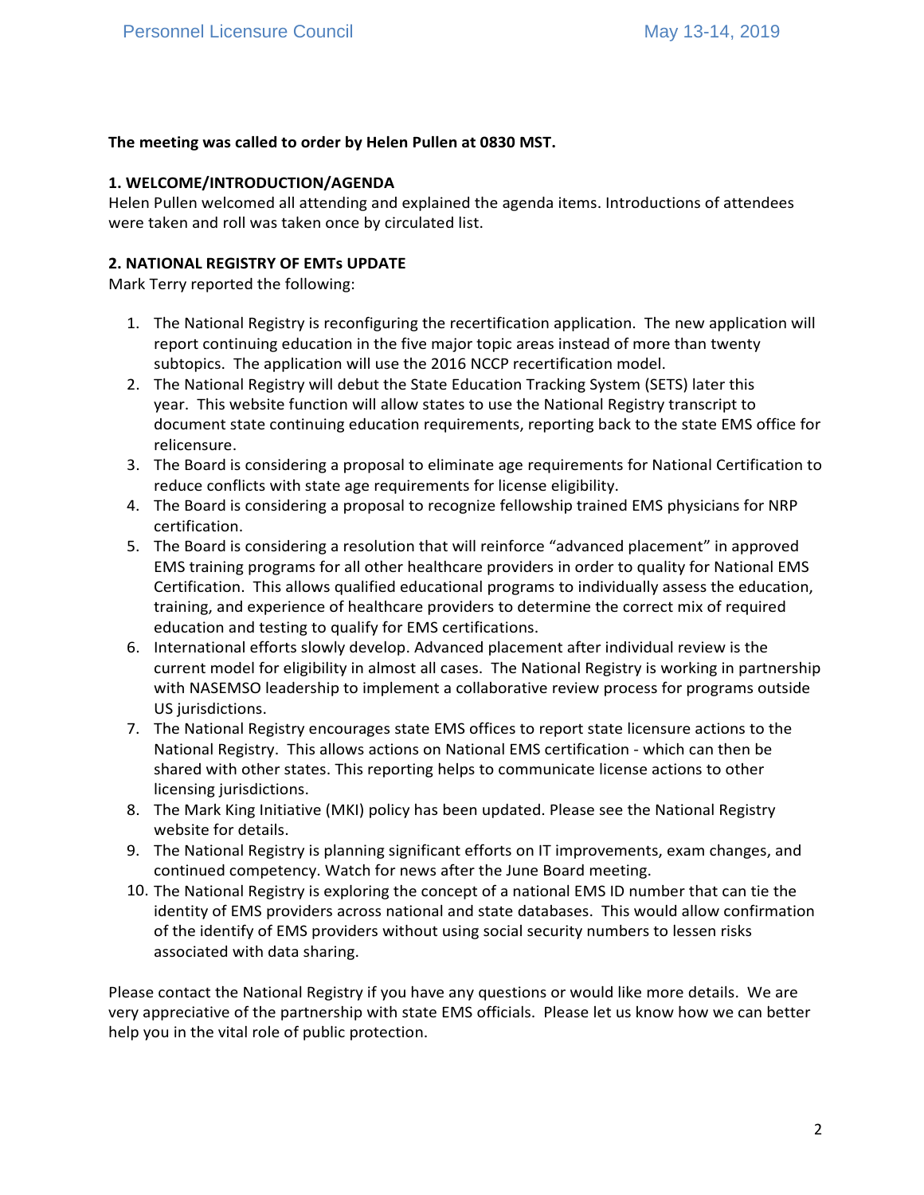**The meeting was called to order by Helen Pullen at 0830 MST.**

**1. WELCOME/INTRODUCTION/AGENDA**

Helen Pullen welcomed all attending and explained the agenda items. Introductions of attendees were taken and roll was taken once by circulated list.

**2. NATIONAL REGISTRY OF EMTs UPDATE**

Mark Terry reported the following:

1. The National Registry is reconfiguring the recertification application. The new application will report continuing education in the five major topic areas instead of more than twenty subtopics. The application will use the 2016 NCCP recertification model.
2. The National Registry will debut the State Education Tracking System (SETS) later this year. This website function will allow states to use the National Registry transcript to document state continuing education requirements, reporting back to the state EMS office for relicensure.
3. The Board is considering a proposal to eliminate age requirements for National Certification to reduce conflicts with state age requirements for license eligibility.
4. The Board is considering a proposal to recognize fellowship trained EMS physicians for NRP certification.
5. The Board is considering a resolution that will reinforce "advanced placement" in approved EMS training programs for all other healthcare providers in order to quality for National EMS Certification. This allows qualified educational programs to individually assess the education, training, and experience of healthcare providers to determine the correct mix of required education and testing to qualify for EMS certifications.
6. International efforts slowly develop. Advanced placement after individual review is the current model for eligibility in almost all cases. The National Registry is working in partnership with NASEMSO leadership to implement a collaborative review process for programs outside US jurisdictions.
7. The National Registry encourages state EMS offices to report state licensure actions to the National Registry. This allows actions on National EMS certification - which can then be shared with other states. This reporting helps to communicate license actions to other licensing jurisdictions.
8. The Mark King Initiative (MKI) policy has been updated. Please see the National Registry website for details.
9. The National Registry is planning significant efforts on IT improvements, exam changes, and continued competency. Watch for news after the June Board meeting.
10. The National Registry is exploring the concept of a national EMS ID number that can tie the identity of EMS providers across national and state databases. This would allow confirmation of the identify of EMS providers without using social security numbers to lessen risks associated with data sharing.

Please contact the National Registry if you have any questions or would like more details. We are very appreciative of the partnership with state EMS officials. Please let us know how we can better help you in the vital role of public protection.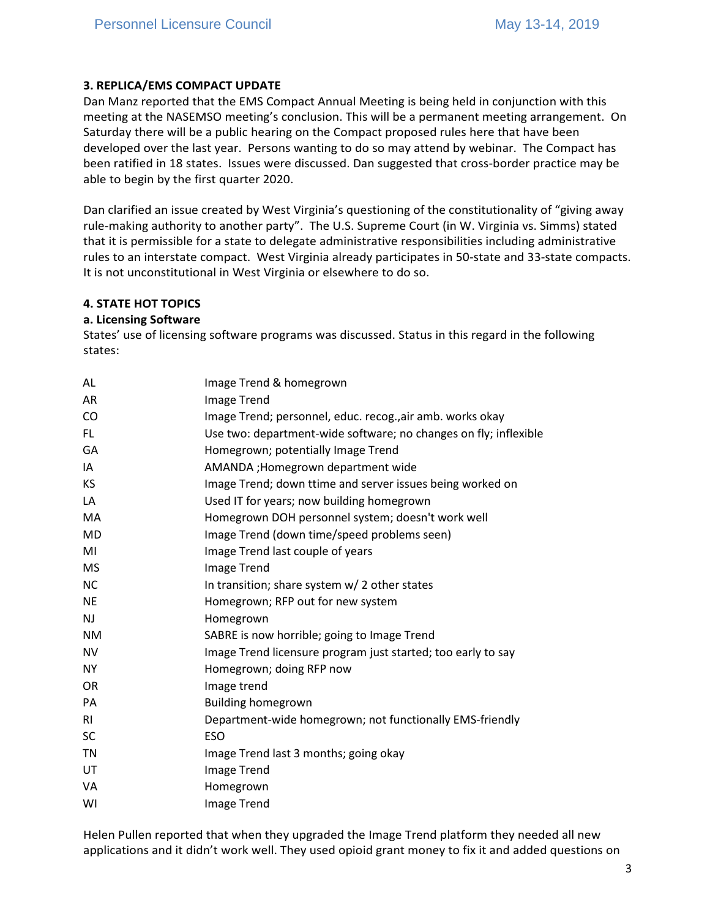### 3. REPLICA/EMS COMPACT UPDATE

Dan Manz reported that the EMS Compact Annual Meeting is being held in conjunction with this meeting at the NASEMSO meeting's conclusion. This will be a permanent meeting arrangement. On Saturday there will be a public hearing on the Compact proposed rules here that have been developed over the last year. Persons wanting to do so may attend by webinar. The Compact has been ratified in 18 states. Issues were discussed. Dan suggested that cross-border practice may be able to begin by the first quarter 2020.

Dan clarified an issue created by West Virginia's questioning of the constitutionality of "giving away rule-making authority to another party". The U.S. Supreme Court (in W. Virginia vs. Simms) stated that it is permissible for a state to delegate administrative responsibilities including administrative rules to an interstate compact. West Virginia already participates in 50-state and 33-state compacts. It is not unconstitutional in West Virginia or elsewhere to do so.

### 4. STATE HOT TOPICS

**a. Licensing Software**

States' use of licensing software programs was discussed. Status in this regard in the following states:

| | |
|---|---|
| AL | Image Trend & homegrown |
| AR | Image Trend |
| CO | Image Trend; personnel, educ. recog.,air amb. works okay |
| FL | Use two: department-wide software; no changes on fly; inflexible |
| GA | Homegrown; potentially Image Trend |
| IA | AMANDA ;Homegrown department wide |
| KS | Image Trend; down ttime and server issues being worked on |
| LA | Used IT for years; now building homegrown |
| MA | Homegrown DOH personnel system; doesn't work well |
| MD | Image Trend (down time/speed problems seen) |
| MI | Image Trend last couple of years |
| MS | Image Trend |
| NC | In transition; share system w/ 2 other states |
| NE | Homegrown; RFP out for new system |
| NJ | Homegrown |
| NM | SABRE is now horrible; going to Image Trend |
| NV | Image Trend licensure program just started; too early to say |
| NY | Homegrown; doing RFP now |
| OR | Image trend |
| PA | Building homegrown |
| RI | Department-wide homegrown; not functionally EMS-friendly |
| SC | ESO |
| TN | Image Trend last 3 months; going okay |
| UT | Image Trend |
| VA | Homegrown |
| WI | Image Trend |

Helen Pullen reported that when they upgraded the Image Trend platform they needed all new applications and it didn't work well. They used opioid grant money to fix it and added questions on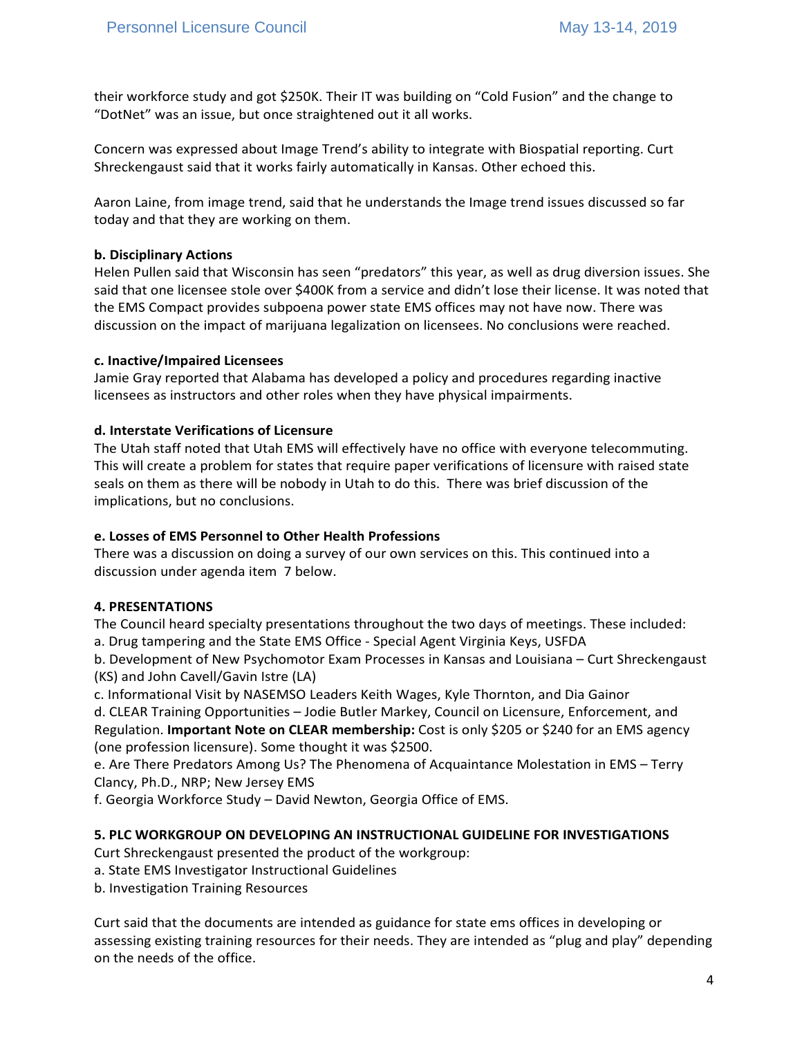their workforce study and got $250K. Their IT was building on "Cold Fusion" and the change to "DotNet" was an issue, but once straightened out it all works.

Concern was expressed about Image Trend's ability to integrate with Biospatial reporting. Curt Shreckengaust said that it works fairly automatically in Kansas. Other echoed this.

Aaron Laine, from image trend, said that he understands the Image trend issues discussed so far today and that they are working on them.

**b. Disciplinary Actions**
Helen Pullen said that Wisconsin has seen "predators" this year, as well as drug diversion issues. She said that one licensee stole over $400K from a service and didn't lose their license. It was noted that the EMS Compact provides subpoena power state EMS offices may not have now. There was discussion on the impact of marijuana legalization on licensees. No conclusions were reached.

**c. Inactive/Impaired Licensees**
Jamie Gray reported that Alabama has developed a policy and procedures regarding inactive licensees as instructors and other roles when they have physical impairments.

**d. Interstate Verifications of Licensure**
The Utah staff noted that Utah EMS will effectively have no office with everyone telecommuting. This will create a problem for states that require paper verifications of licensure with raised state seals on them as there will be nobody in Utah to do this. There was brief discussion of the implications, but no conclusions.

**e. Losses of EMS Personnel to Other Health Professions**
There was a discussion on doing a survey of our own services on this. This continued into a discussion under agenda item 7 below.

**4. PRESENTATIONS**

The Council heard specialty presentations throughout the two days of meetings. These included:

a. Drug tampering and the State EMS Office - Special Agent Virginia Keys, USFDA

b. Development of New Psychomotor Exam Processes in Kansas and Louisiana – Curt Shreckengaust (KS) and John Cavell/Gavin Istre (LA)

c. Informational Visit by NASEMSO Leaders Keith Wages, Kyle Thornton, and Dia Gainor

d. CLEAR Training Opportunities – Jodie Butler Markey, Council on Licensure, Enforcement, and Regulation. **Important Note on CLEAR membership:** Cost is only $205 or $240 for an EMS agency (one profession licensure). Some thought it was $2500.

e. Are There Predators Among Us? The Phenomena of Acquaintance Molestation in EMS – Terry Clancy, Ph.D., NRP; New Jersey EMS

f. Georgia Workforce Study – David Newton, Georgia Office of EMS.

**5. PLC WORKGROUP ON DEVELOPING AN INSTRUCTIONAL GUIDELINE FOR INVESTIGATIONS**

Curt Shreckengaust presented the product of the workgroup:

a. State EMS Investigator Instructional Guidelines

b. Investigation Training Resources

Curt said that the documents are intended as guidance for state ems offices in developing or assessing existing training resources for their needs. They are intended as "plug and play" depending on the needs of the office.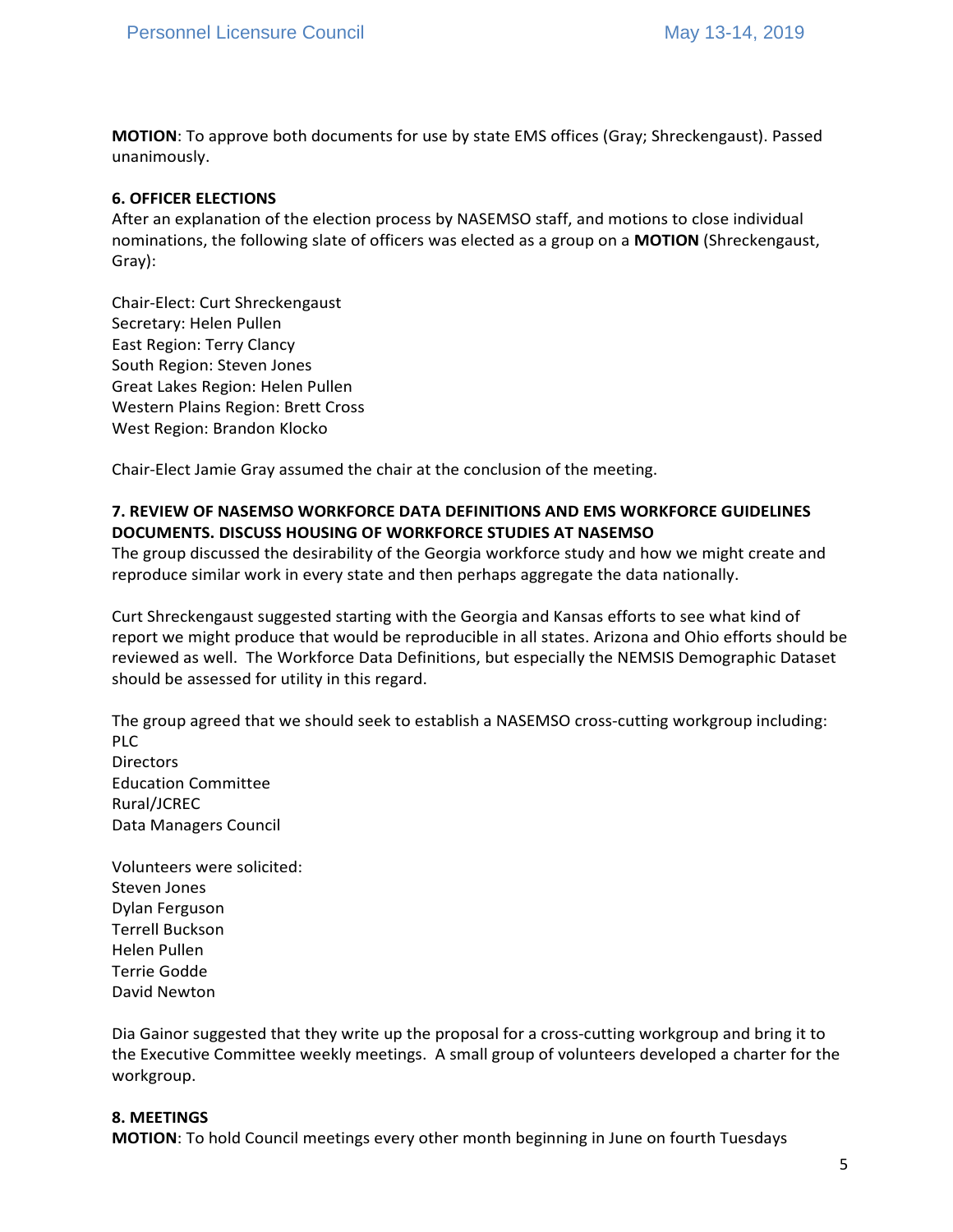**MOTION**: To approve both documents for use by state EMS offices (Gray; Shreckengaust). Passed unanimously.

## 6. OFFICER ELECTIONS

After an explanation of the election process by NASEMSO staff, and motions to close individual nominations, the following slate of officers was elected as a group on a **MOTION** (Shreckengaust, Gray):

Chair-Elect: Curt Shreckengaust
Secretary: Helen Pullen
East Region: Terry Clancy
South Region: Steven Jones
Great Lakes Region: Helen Pullen
Western Plains Region: Brett Cross
West Region: Brandon Klocko

Chair-Elect Jamie Gray assumed the chair at the conclusion of the meeting.

## 7. REVIEW OF NASEMSO WORKFORCE DATA DEFINITIONS AND EMS WORKFORCE GUIDELINES DOCUMENTS. DISCUSS HOUSING OF WORKFORCE STUDIES AT NASEMSO

The group discussed the desirability of the Georgia workforce study and how we might create and reproduce similar work in every state and then perhaps aggregate the data nationally.

Curt Shreckengaust suggested starting with the Georgia and Kansas efforts to see what kind of report we might produce that would be reproducible in all states. Arizona and Ohio efforts should be reviewed as well. The Workforce Data Definitions, but especially the NEMSIS Demographic Dataset should be assessed for utility in this regard.

The group agreed that we should seek to establish a NASEMSO cross-cutting workgroup including:
PLC
Directors
Education Committee
Rural/JCREC
Data Managers Council

Volunteers were solicited:
Steven Jones
Dylan Ferguson
Terrell Buckson
Helen Pullen
Terrie Godde
David Newton

Dia Gainor suggested that they write up the proposal for a cross-cutting workgroup and bring it to the Executive Committee weekly meetings. A small group of volunteers developed a charter for the workgroup.

## 8. MEETINGS

**MOTION**: To hold Council meetings every other month beginning in June on fourth Tuesdays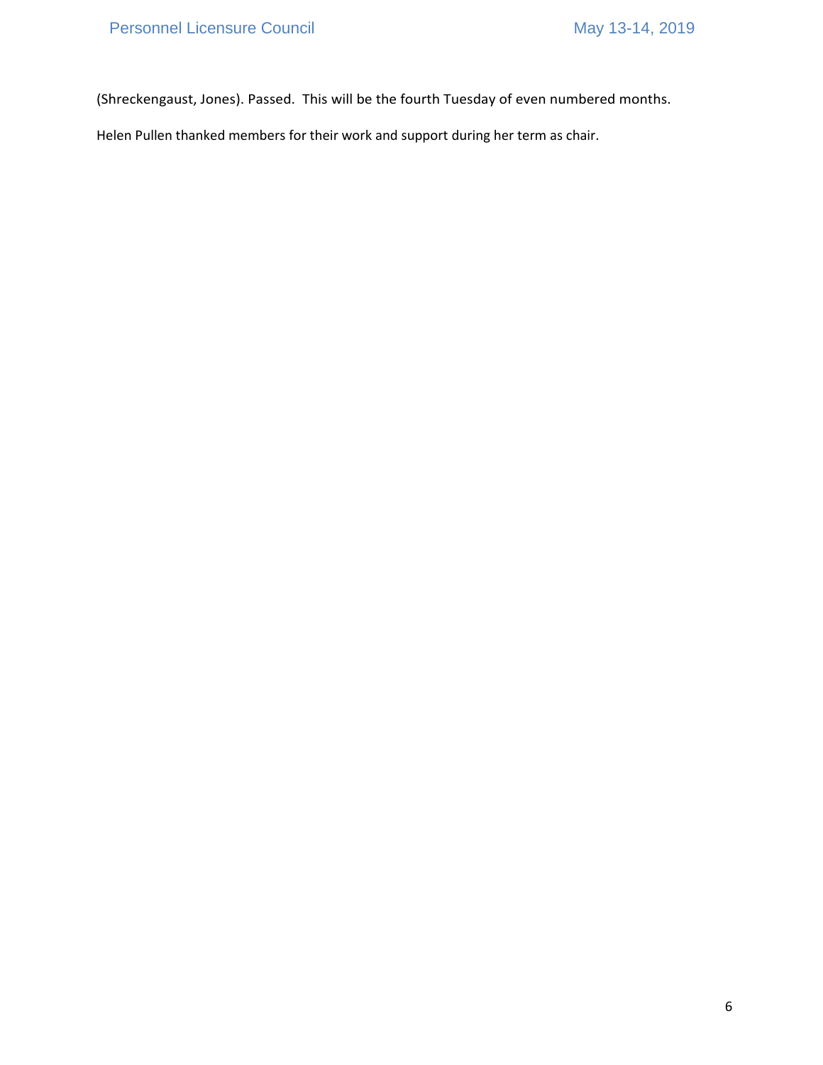(Shreckengaust, Jones). Passed. This will be the fourth Tuesday of even numbered months.

Helen Pullen thanked members for their work and support during her term as chair.